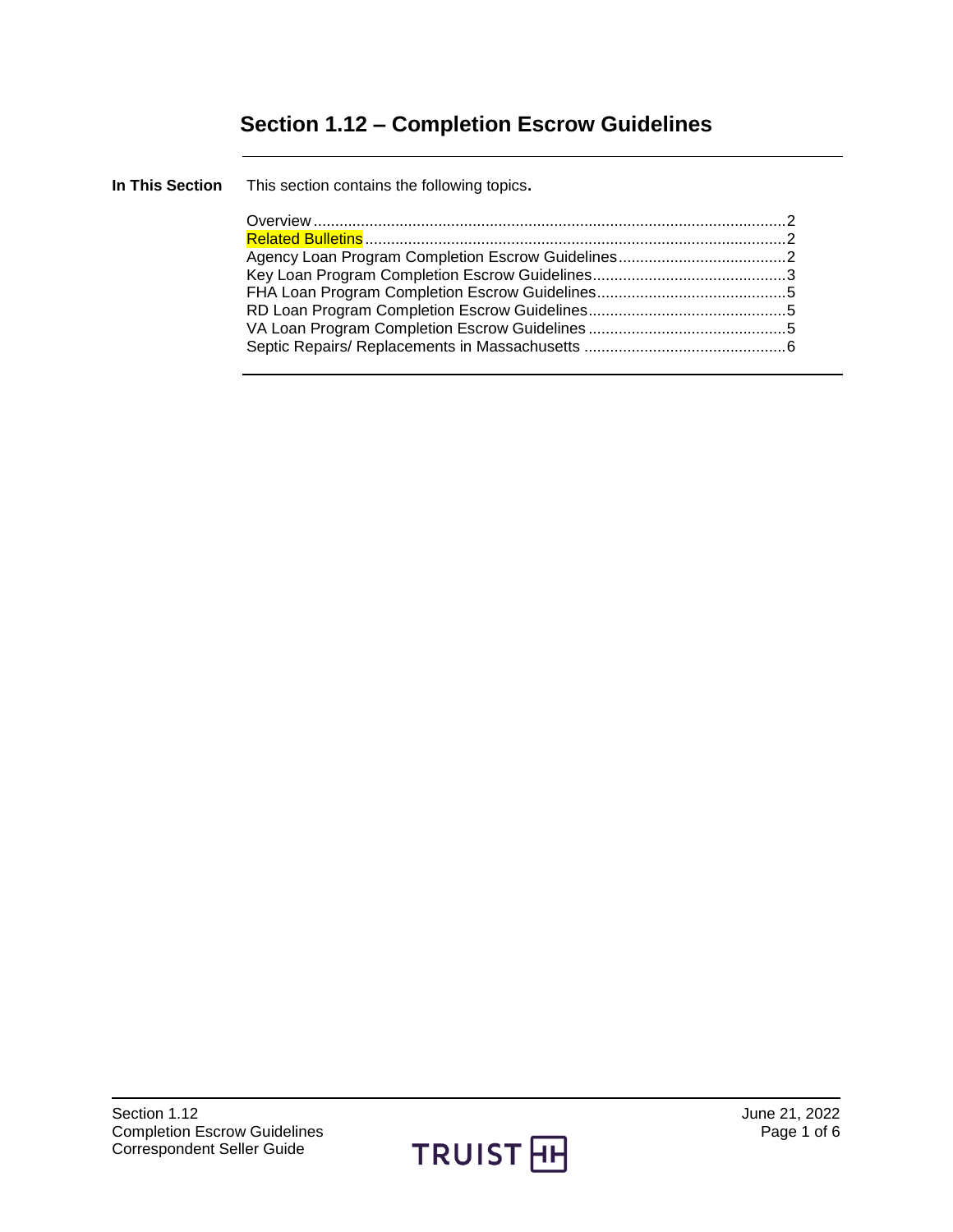# Section 1.12 – Completion Escrow Guidelines

**In This Section**

This section contains the following topics**.**

| Topic | Page |
|---|---|
| Overview | 2 |
| Related Bulletins | 2 |
| Agency Loan Program Completion Escrow Guidelines | 2 |
| Key Loan Program Completion Escrow Guidelines | 3 |
| FHA Loan Program Completion Escrow Guidelines | 5 |
| RD Loan Program Completion Escrow Guidelines | 5 |
| VA Loan Program Completion Escrow Guidelines | 5 |
| Septic Repairs/ Replacements in Massachusetts | 6 |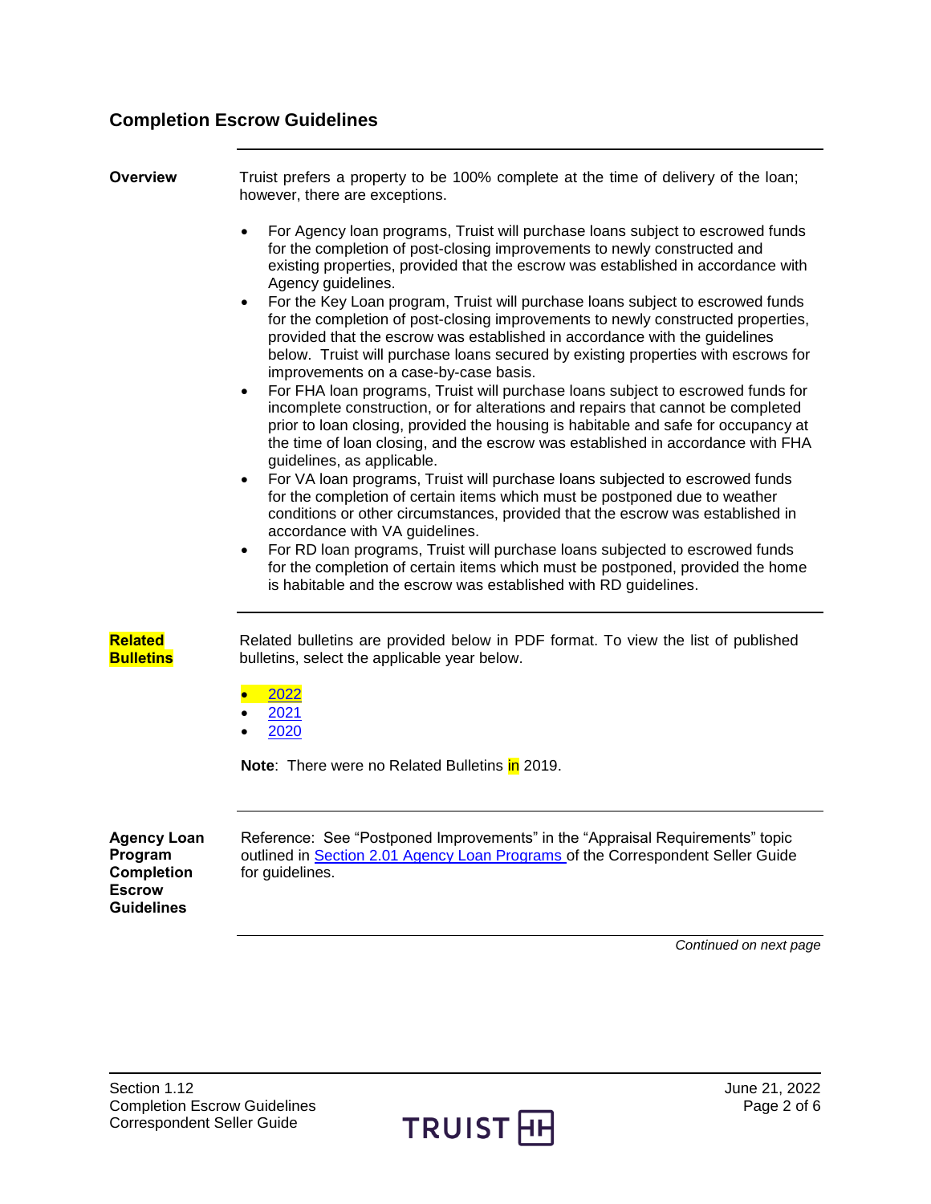## Completion Escrow Guidelines

**Overview**

Truist prefers a property to be 100% complete at the time of delivery of the loan; however, there are exceptions.

- For Agency loan programs, Truist will purchase loans subject to escrowed funds for the completion of post-closing improvements to newly constructed and existing properties, provided that the escrow was established in accordance with Agency guidelines.
- For the Key Loan program, Truist will purchase loans subject to escrowed funds for the completion of post-closing improvements to newly constructed properties, provided that the escrow was established in accordance with the guidelines below. Truist will purchase loans secured by existing properties with escrows for improvements on a case-by-case basis.
- For FHA loan programs, Truist will purchase loans subject to escrowed funds for incomplete construction, or for alterations and repairs that cannot be completed prior to loan closing, provided the housing is habitable and safe for occupancy at the time of loan closing, and the escrow was established in accordance with FHA guidelines, as applicable.
- For VA loan programs, Truist will purchase loans subjected to escrowed funds for the completion of certain items which must be postponed due to weather conditions or other circumstances, provided that the escrow was established in accordance with VA guidelines.
- For RD loan programs, Truist will purchase loans subjected to escrowed funds for the completion of certain items which must be postponed, provided the home is habitable and the escrow was established with RD guidelines.

**Related Bulletins**

Related bulletins are provided below in PDF format. To view the list of published bulletins, select the applicable year below.

- 2022
- 2021
- 2020

**Note**: There were no Related Bulletins in 2019.

**Agency Loan Program Completion Escrow Guidelines**

Reference: See "Postponed Improvements" in the "Appraisal Requirements" topic outlined in Section 2.01 Agency Loan Programs of the Correspondent Seller Guide for guidelines.

*Continued on next page*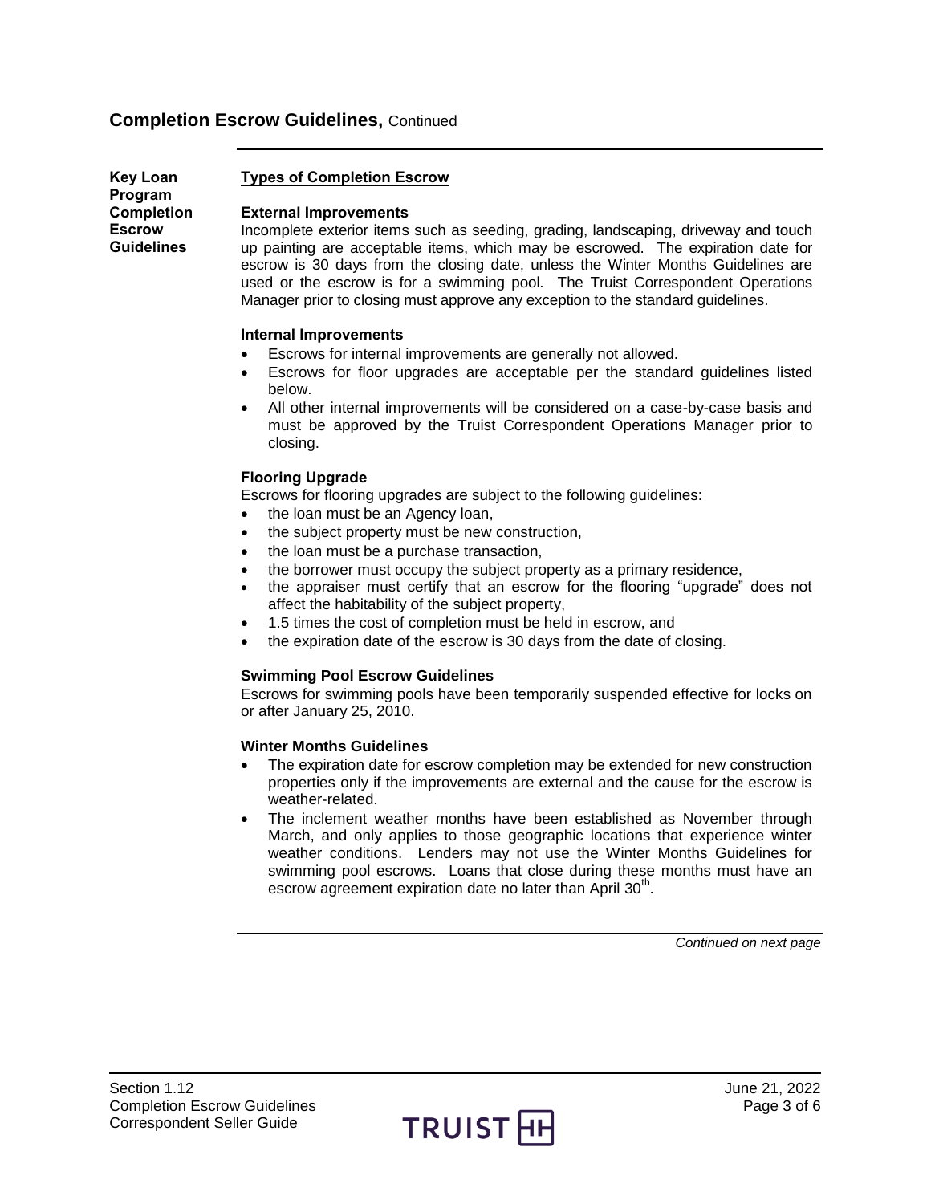## Completion Escrow Guidelines, Continued

**Key Loan Program Completion Escrow Guidelines**

### Types of Completion Escrow

**External Improvements**

Incomplete exterior items such as seeding, grading, landscaping, driveway and touch up painting are acceptable items, which may be escrowed. The expiration date for escrow is 30 days from the closing date, unless the Winter Months Guidelines are used or the escrow is for a swimming pool. The Truist Correspondent Operations Manager prior to closing must approve any exception to the standard guidelines.

**Internal Improvements**

- Escrows for internal improvements are generally not allowed.
- Escrows for floor upgrades are acceptable per the standard guidelines listed below.
- All other internal improvements will be considered on a case-by-case basis and must be approved by the Truist Correspondent Operations Manager prior to closing.

**Flooring Upgrade**

Escrows for flooring upgrades are subject to the following guidelines:

- the loan must be an Agency loan,
- the subject property must be new construction,
- the loan must be a purchase transaction,
- the borrower must occupy the subject property as a primary residence,
- the appraiser must certify that an escrow for the flooring "upgrade" does not affect the habitability of the subject property,
- 1.5 times the cost of completion must be held in escrow, and
- the expiration date of the escrow is 30 days from the date of closing.

**Swimming Pool Escrow Guidelines**

Escrows for swimming pools have been temporarily suspended effective for locks on or after January 25, 2010.

**Winter Months Guidelines**

- The expiration date for escrow completion may be extended for new construction properties only if the improvements are external and the cause for the escrow is weather-related.
- The inclement weather months have been established as November through March, and only applies to those geographic locations that experience winter weather conditions. Lenders may not use the Winter Months Guidelines for swimming pool escrows. Loans that close during these months must have an escrow agreement expiration date no later than April 30th.

*Continued on next page*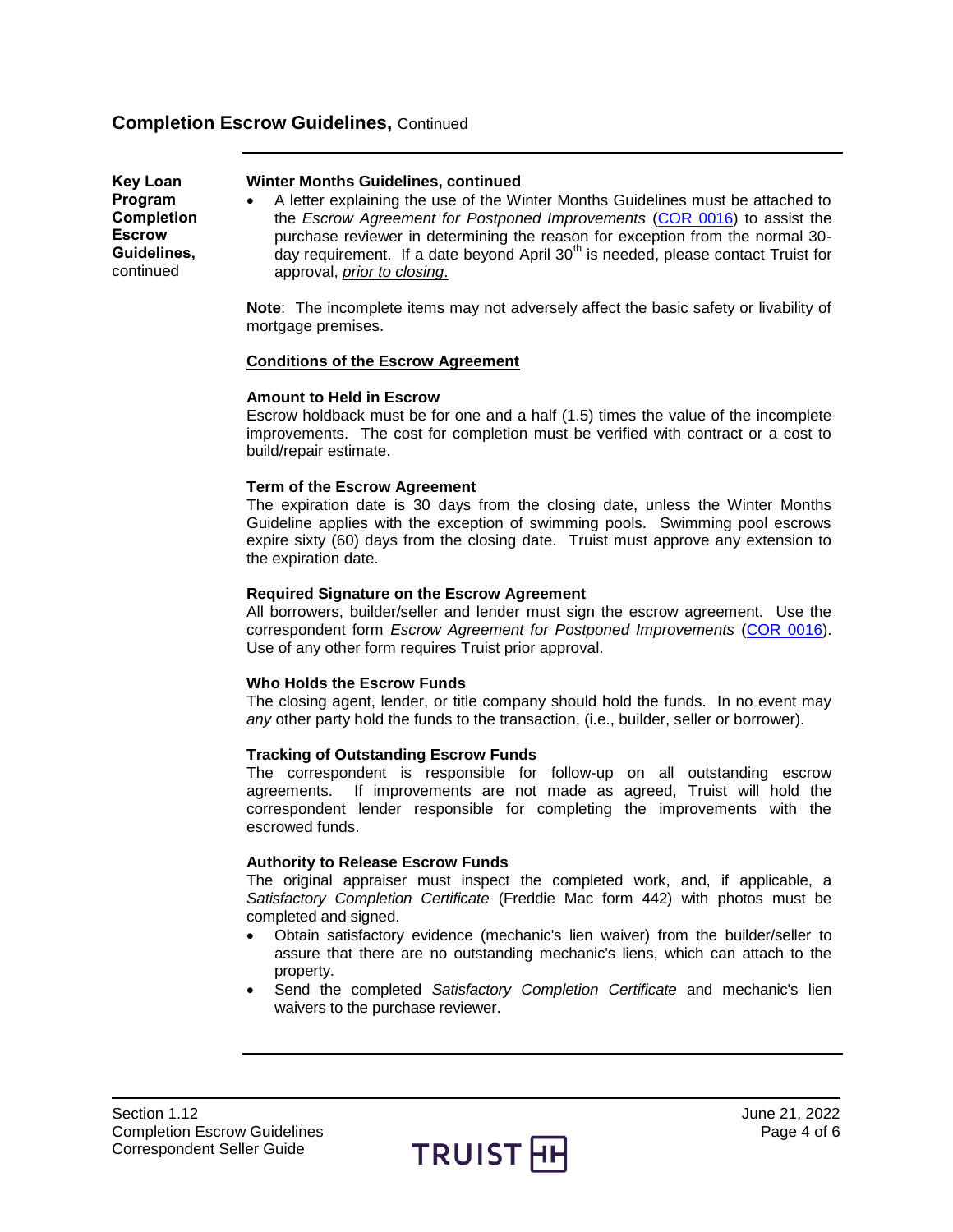## Completion Escrow Guidelines, Continued

**Key Loan Program Completion Escrow Guidelines,** continued

**Winter Months Guidelines, continued**

- A letter explaining the use of the Winter Months Guidelines must be attached to the *Escrow Agreement for Postponed Improvements* (COR 0016) to assist the purchase reviewer in determining the reason for exception from the normal 30-day requirement. If a date beyond April 30th is needed, please contact Truist for approval, *prior to closing*.

**Note**: The incomplete items may not adversely affect the basic safety or livability of mortgage premises.

**Conditions of the Escrow Agreement**

**Amount to Held in Escrow**

Escrow holdback must be for one and a half (1.5) times the value of the incomplete improvements. The cost for completion must be verified with contract or a cost to build/repair estimate.

**Term of the Escrow Agreement**

The expiration date is 30 days from the closing date, unless the Winter Months Guideline applies with the exception of swimming pools. Swimming pool escrows expire sixty (60) days from the closing date. Truist must approve any extension to the expiration date.

**Required Signature on the Escrow Agreement**

All borrowers, builder/seller and lender must sign the escrow agreement. Use the correspondent form *Escrow Agreement for Postponed Improvements* (COR 0016). Use of any other form requires Truist prior approval.

**Who Holds the Escrow Funds**

The closing agent, lender, or title company should hold the funds. In no event may *any* other party hold the funds to the transaction, (i.e., builder, seller or borrower).

**Tracking of Outstanding Escrow Funds**

The correspondent is responsible for follow-up on all outstanding escrow agreements. If improvements are not made as agreed, Truist will hold the correspondent lender responsible for completing the improvements with the escrowed funds.

**Authority to Release Escrow Funds**

The original appraiser must inspect the completed work, and, if applicable, a *Satisfactory Completion Certificate* (Freddie Mac form 442) with photos must be completed and signed.

- Obtain satisfactory evidence (mechanic's lien waiver) from the builder/seller to assure that there are no outstanding mechanic's liens, which can attach to the property.
- Send the completed *Satisfactory Completion Certificate* and mechanic's lien waivers to the purchase reviewer.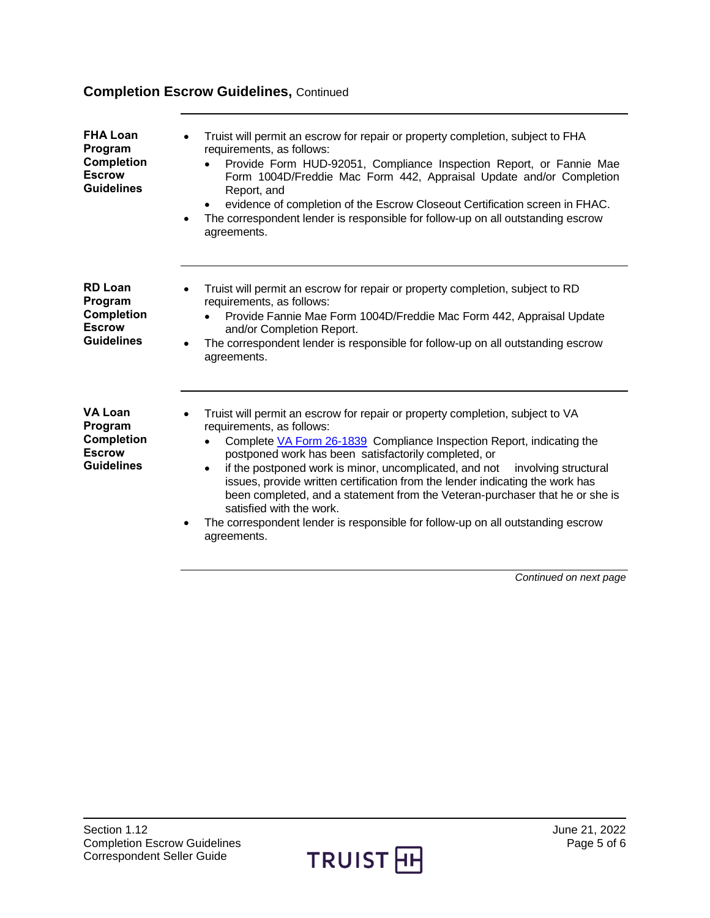## Completion Escrow Guidelines, Continued

### FHA Loan Program Completion Escrow Guidelines

- Truist will permit an escrow for repair or property completion, subject to FHA requirements, as follows:
  - Provide Form HUD-92051, Compliance Inspection Report, or Fannie Mae Form 1004D/Freddie Mac Form 442, Appraisal Update and/or Completion Report, and
  - evidence of completion of the Escrow Closeout Certification screen in FHAC.
- The correspondent lender is responsible for follow-up on all outstanding escrow agreements.

### RD Loan Program Completion Escrow Guidelines

- Truist will permit an escrow for repair or property completion, subject to RD requirements, as follows:
  - Provide Fannie Mae Form 1004D/Freddie Mac Form 442, Appraisal Update and/or Completion Report.
- The correspondent lender is responsible for follow-up on all outstanding escrow agreements.

### VA Loan Program Completion Escrow Guidelines

- Truist will permit an escrow for repair or property completion, subject to VA requirements, as follows:
  - Complete [VA Form 26-1839](VA Form 26-1839) Compliance Inspection Report, indicating the postponed work has been satisfactorily completed, or
  - if the postponed work is minor, uncomplicated, and not involving structural issues, provide written certification from the lender indicating the work has been completed, and a statement from the Veteran-purchaser that he or she is satisfied with the work.
- The correspondent lender is responsible for follow-up on all outstanding escrow agreements.

*Continued on next page*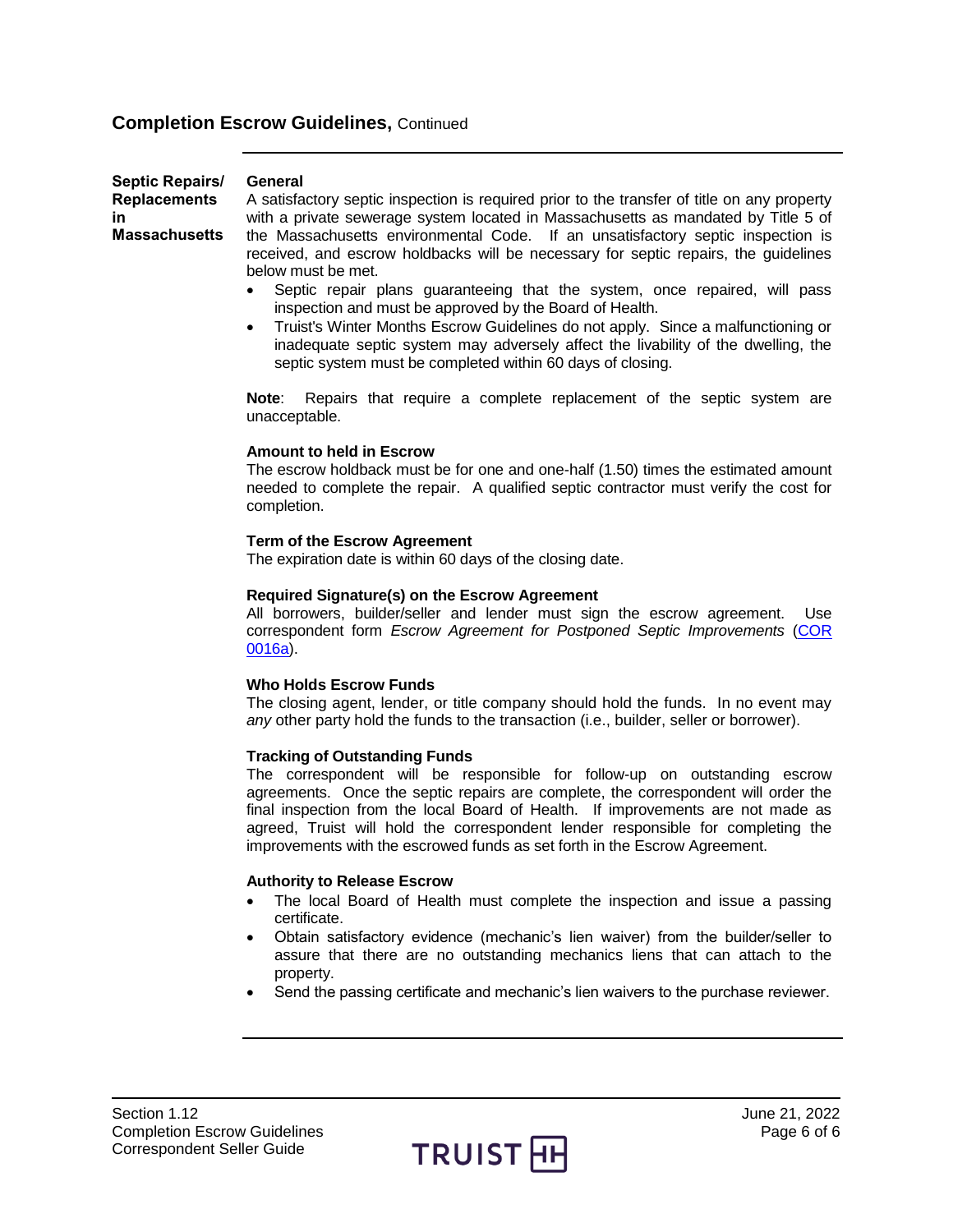## Completion Escrow Guidelines, Continued

### Septic Repairs/ Replacements in Massachusetts

**General**

A satisfactory septic inspection is required prior to the transfer of title on any property with a private sewerage system located in Massachusetts as mandated by Title 5 of the Massachusetts environmental Code. If an unsatisfactory septic inspection is received, and escrow holdbacks will be necessary for septic repairs, the guidelines below must be met.

- Septic repair plans guaranteeing that the system, once repaired, will pass inspection and must be approved by the Board of Health.
- Truist's Winter Months Escrow Guidelines do not apply. Since a malfunctioning or inadequate septic system may adversely affect the livability of the dwelling, the septic system must be completed within 60 days of closing.

**Note**: Repairs that require a complete replacement of the septic system are unacceptable.

**Amount to held in Escrow**

The escrow holdback must be for one and one-half (1.50) times the estimated amount needed to complete the repair. A qualified septic contractor must verify the cost for completion.

**Term of the Escrow Agreement**

The expiration date is within 60 days of the closing date.

**Required Signature(s) on the Escrow Agreement**

All borrowers, builder/seller and lender must sign the escrow agreement. Use correspondent form *Escrow Agreement for Postponed Septic Improvements* (COR 0016a).

**Who Holds Escrow Funds**

The closing agent, lender, or title company should hold the funds. In no event may *any* other party hold the funds to the transaction (i.e., builder, seller or borrower).

**Tracking of Outstanding Funds**

The correspondent will be responsible for follow-up on outstanding escrow agreements. Once the septic repairs are complete, the correspondent will order the final inspection from the local Board of Health. If improvements are not made as agreed, Truist will hold the correspondent lender responsible for completing the improvements with the escrowed funds as set forth in the Escrow Agreement.

**Authority to Release Escrow**

- The local Board of Health must complete the inspection and issue a passing certificate.
- Obtain satisfactory evidence (mechanic's lien waiver) from the builder/seller to assure that there are no outstanding mechanics liens that can attach to the property.
- Send the passing certificate and mechanic's lien waivers to the purchase reviewer.